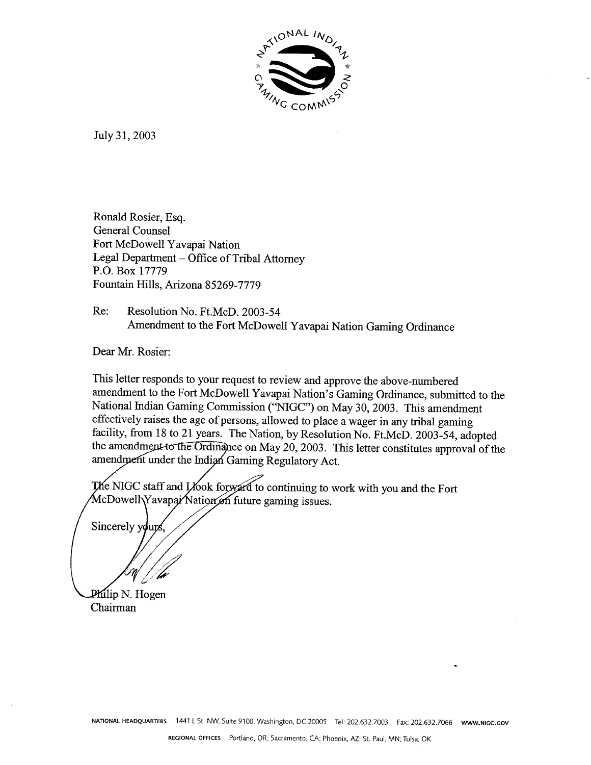July 31, 2003

Ronald Rosier, Esq.
General Counsel
Fort McDowell Yavapai Nation
Legal Department – Office of Tribal Attorney
P.O. Box 17779
Fountain Hills, Arizona 85269-7779

Re: Resolution No. Ft.McD. 2003-54
Amendment to the Fort McDowell Yavapai Nation Gaming Ordinance

Dear Mr. Rosier:

This letter responds to your request to review and approve the above-numbered amendment to the Fort McDowell Yavapai Nation's Gaming Ordinance, submitted to the National Indian Gaming Commission ("NIGC") on May 30, 2003. This amendment effectively raises the age of persons, allowed to place a wager in any tribal gaming facility, from 18 to 21 years. The Nation, by Resolution No. Ft.McD. 2003-54, adopted the amendment to the Ordinance on May 20, 2003. This letter constitutes approval of the amendment under the Indian Gaming Regulatory Act.

The NIGC staff and I look forward to continuing to work with you and the Fort McDowell Yavapai Nation on future gaming issues.

Sincerely yours,

Philip N. Hogen
Chairman

NATIONAL HEADQUARTERS 1441 L St. NW, Suite 9100, Washington, DC 20005 Tel: 202.632.7003 Fax: 202.632.7066 WWW.NIGC.GOV

REGIONAL OFFICES Portland, OR; Sacramento, CA; Phoenix, AZ; St. Paul, MN; Tulsa, OK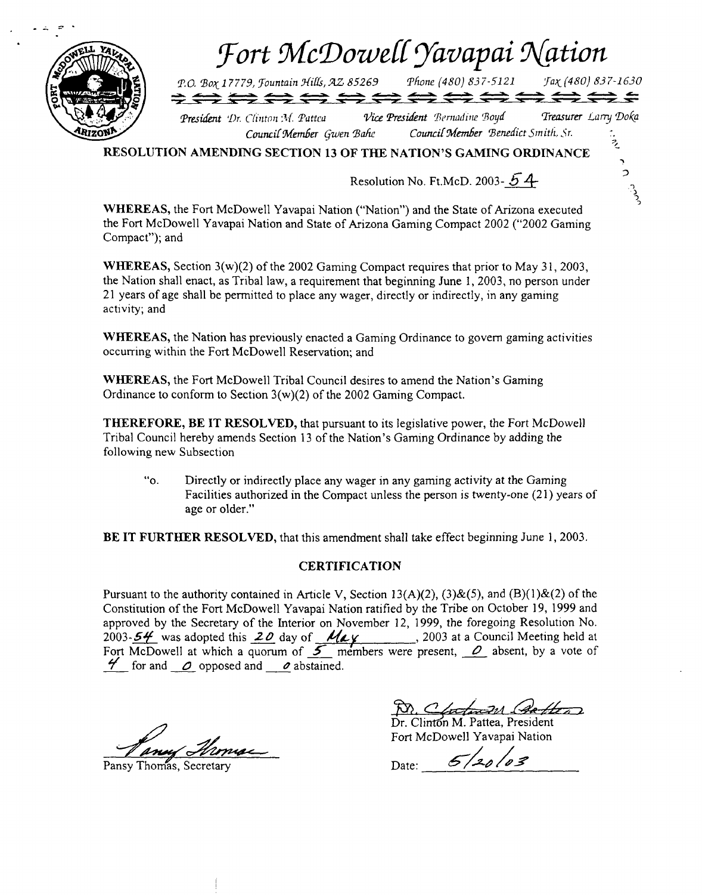# Fort McDowell Yavapai Nation

P.O. Box 17779, Fountain Hills, AZ 85269    Phone (480) 837-5121    Fax (480) 837-1630

President Dr. Clinton M. Pattea    Vice President Bernadine Boyd    Treasurer Larry Doka
Council Member Gwen Bahe    Council Member Benedict Smith, Sr.

## RESOLUTION AMENDING SECTION 13 OF THE NATION'S GAMING ORDINANCE

Resolution No. Ft.McD. 2003-54

**WHEREAS,** the Fort McDowell Yavapai Nation ("Nation") and the State of Arizona executed the Fort McDowell Yavapai Nation and State of Arizona Gaming Compact 2002 ("2002 Gaming Compact"); and

**WHEREAS,** Section 3(w)(2) of the 2002 Gaming Compact requires that prior to May 31, 2003, the Nation shall enact, as Tribal law, a requirement that beginning June 1, 2003, no person under 21 years of age shall be permitted to place any wager, directly or indirectly, in any gaming activity; and

**WHEREAS,** the Nation has previously enacted a Gaming Ordinance to govern gaming activities occurring within the Fort McDowell Reservation; and

**WHEREAS,** the Fort McDowell Tribal Council desires to amend the Nation's Gaming Ordinance to conform to Section 3(w)(2) of the 2002 Gaming Compact.

**THEREFORE, BE IT RESOLVED,** that pursuant to its legislative power, the Fort McDowell Tribal Council hereby amends Section 13 of the Nation's Gaming Ordinance by adding the following new Subsection

> "o. Directly or indirectly place any wager in any gaming activity at the Gaming Facilities authorized in the Compact unless the person is twenty-one (21) years of age or older."

**BE IT FURTHER RESOLVED,** that this amendment shall take effect beginning June 1, 2003.

## CERTIFICATION

Pursuant to the authority contained in Article V, Section 13(A)(2), (3)&(5), and (B)(1)&(2) of the Constitution of the Fort McDowell Yavapai Nation ratified by the Tribe on October 19, 1999 and approved by the Secretary of the Interior on November 12, 1999, the foregoing Resolution No. 2003-54 was adopted this 20 day of May, 2003 at a Council Meeting held at Fort McDowell at which a quorum of 5 members were present, 0 absent, by a vote of 4 for and 0 opposed and 0 abstained.

Pansy Thomas, Secretary

Dr. Clinton M. Pattea, President
Fort McDowell Yavapai Nation

Date: 5/20/03